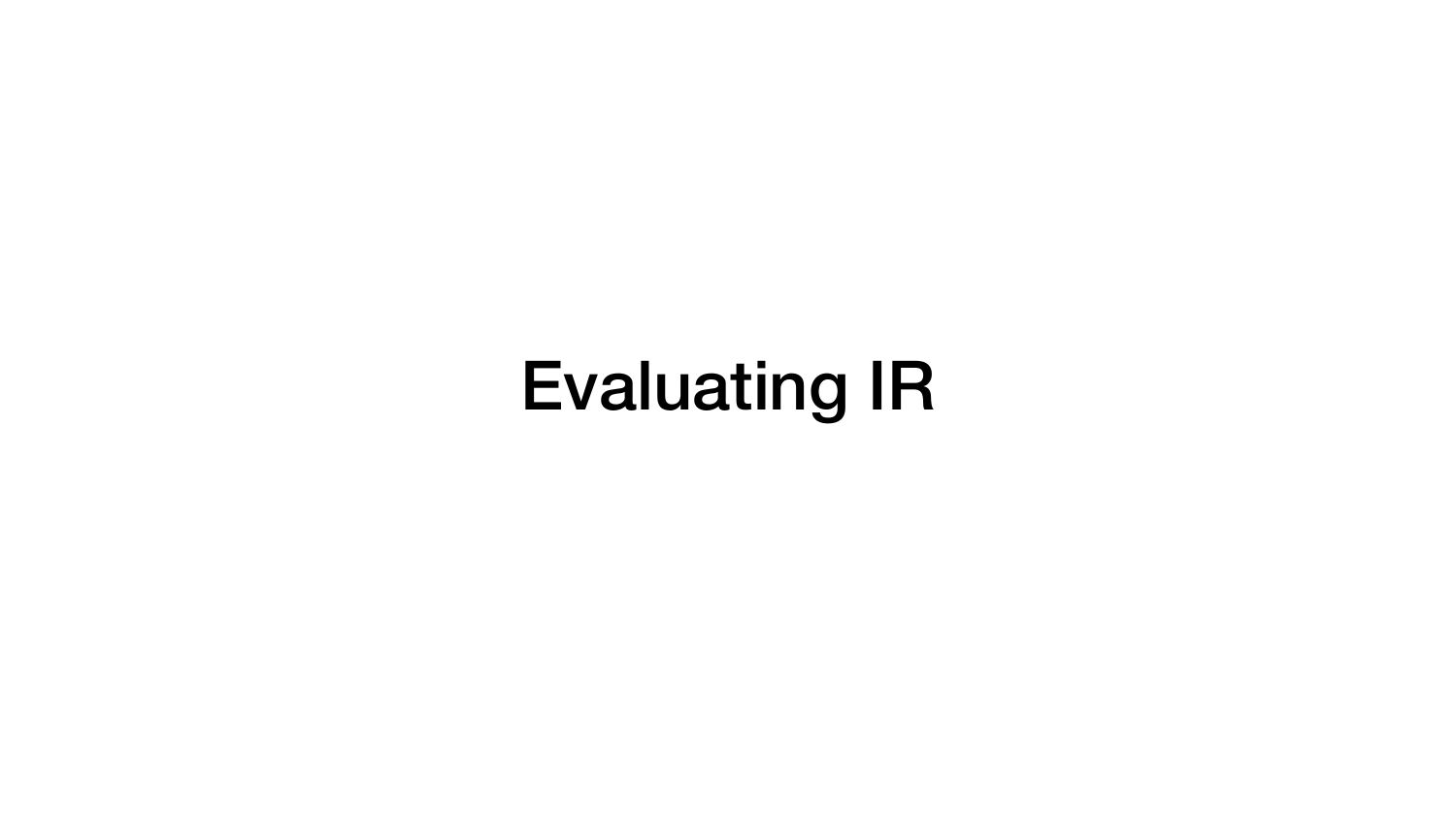# Evaluating IR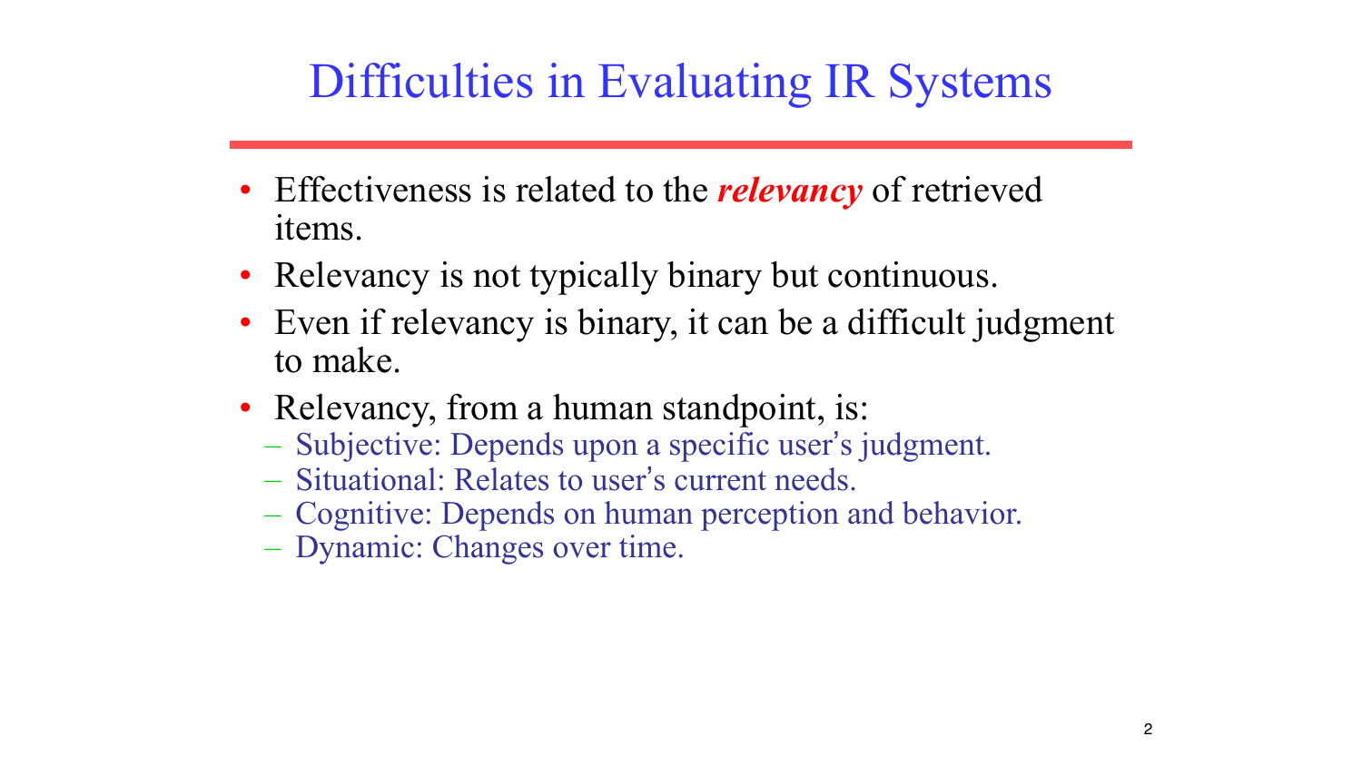# Difficulties in Evaluating IR Systems

- Effectiveness is related to the ***relevancy*** of retrieved items.
- Relevancy is not typically binary but continuous.
- Even if relevancy is binary, it can be a difficult judgment to make.
- Relevancy, from a human standpoint, is:
  - Subjective: Depends upon a specific user's judgment.
  - Situational: Relates to user's current needs.
  - Cognitive: Depends on human perception and behavior.
  - Dynamic: Changes over time.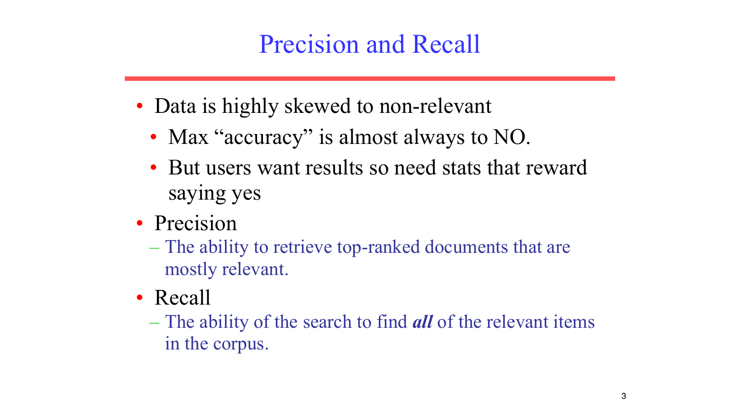# Precision and Recall

- Data is highly skewed to non-relevant
  - Max “accuracy” is almost always to NO.
  - But users want results so need stats that reward saying yes
- Precision
  - The ability to retrieve top-ranked documents that are mostly relevant.
- Recall
  - The ability of the search to find ***all*** of the relevant items in the corpus.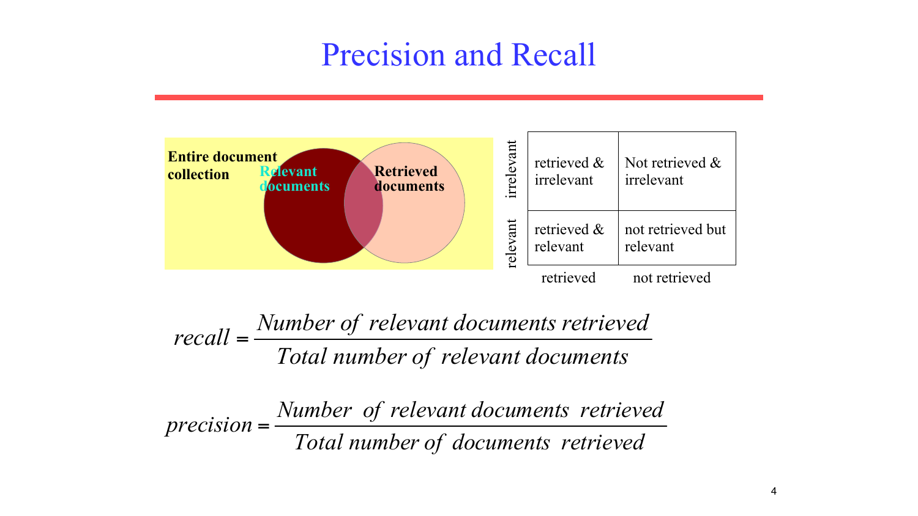# Precision and Recall

Entire document collection

Relevant documents

Retrieved documents

| | retrieved | not retrieved |
|---|---|---|
| irrelevant | retrieved & irrelevant | Not retrieved & irrelevant |
| relevant | retrieved & relevant | not retrieved but relevant |

$$recall = \frac{Number\ of\ relevant\ documents\ retrieved}{Total\ number\ of\ relevant\ documents}$$

$$precision = \frac{Number\ of\ relevant\ documents\ retrieved}{Total\ number\ of\ documents\ retrieved}$$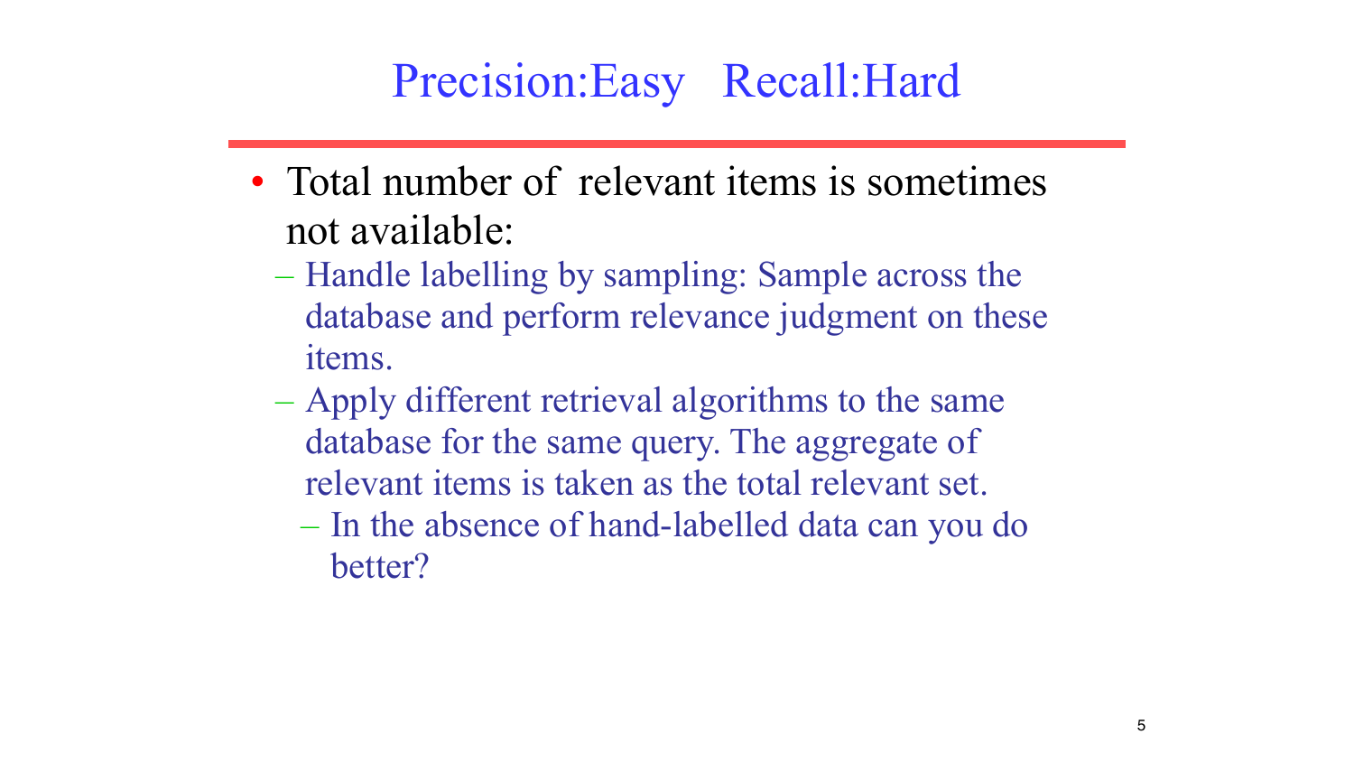# Precision:Easy   Recall:Hard

- Total number of  relevant items is sometimes not available:
  - Handle labelling by sampling: Sample across the database and perform relevance judgment on these items.
  - Apply different retrieval algorithms to the same database for the same query. The aggregate of relevant items is taken as the total relevant set.
    - In the absence of hand-labelled data can you do better?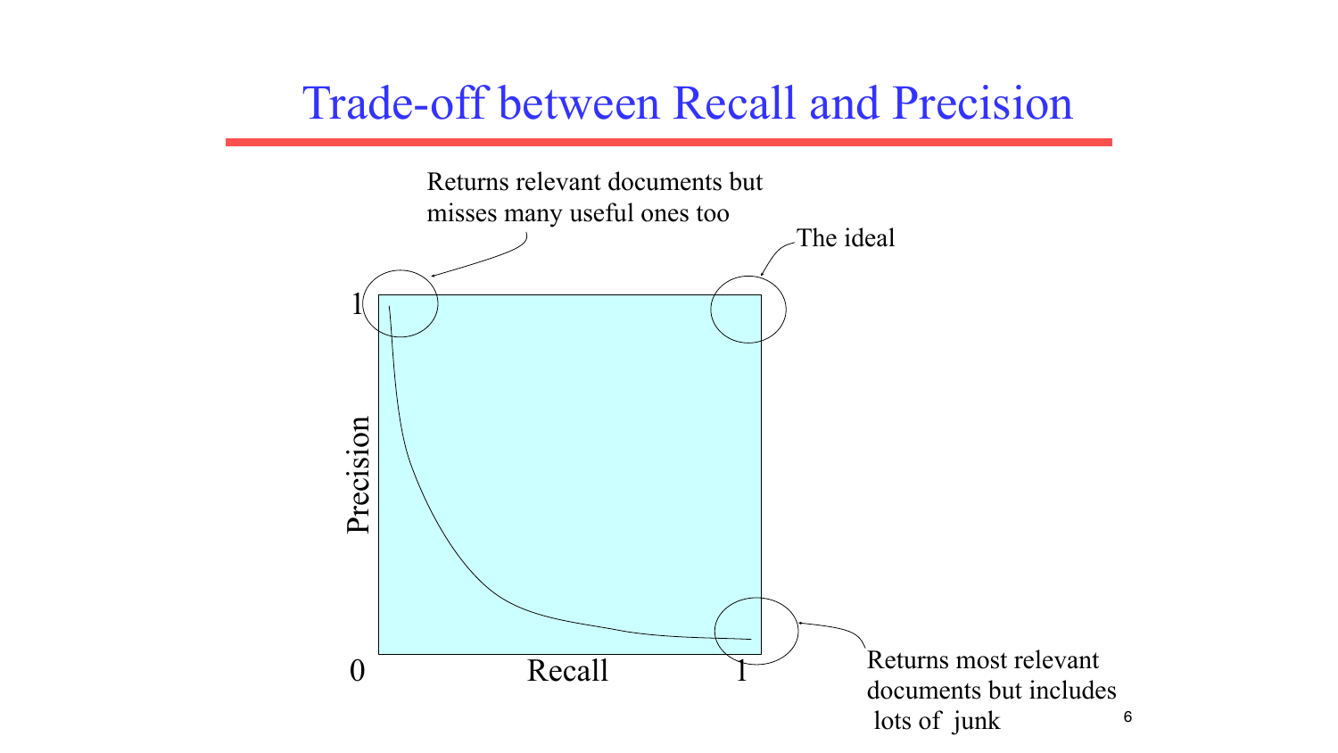# Trade-off between Recall and Precision

Returns relevant documents but misses many useful ones too

The ideal

Precision

Recall

0

1

1

Returns most relevant documents but includes lots of junk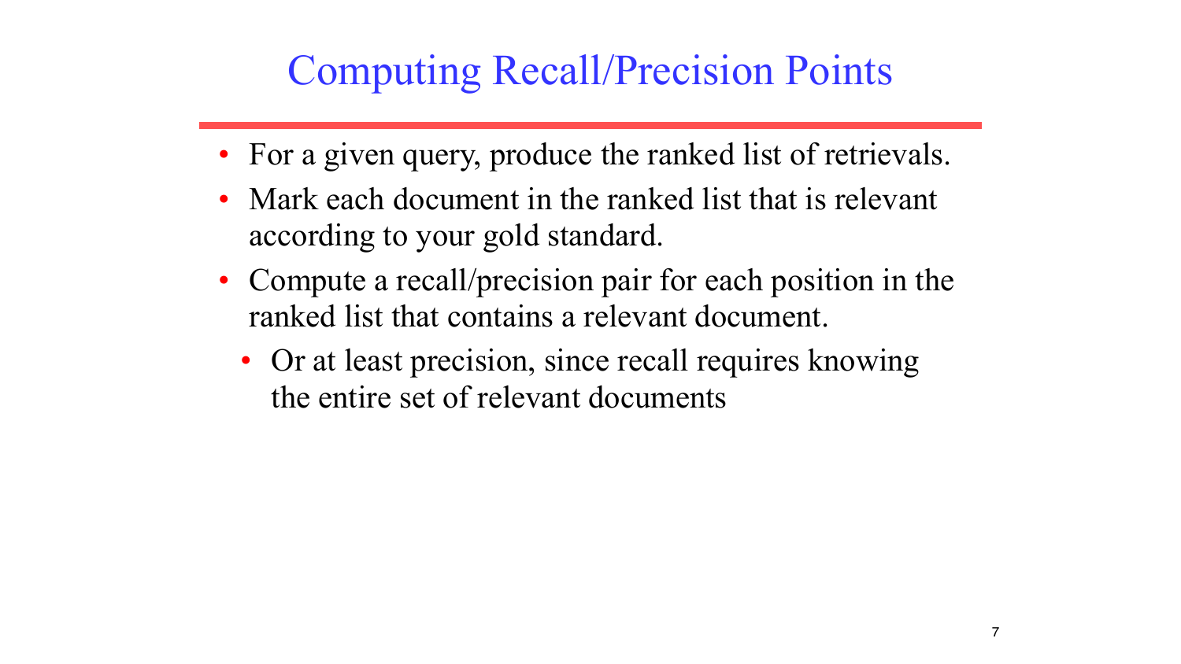# Computing Recall/Precision Points

- For a given query, produce the ranked list of retrievals.
- Mark each document in the ranked list that is relevant according to your gold standard.
- Compute a recall/precision pair for each position in the ranked list that contains a relevant document.
  - Or at least precision, since recall requires knowing the entire set of relevant documents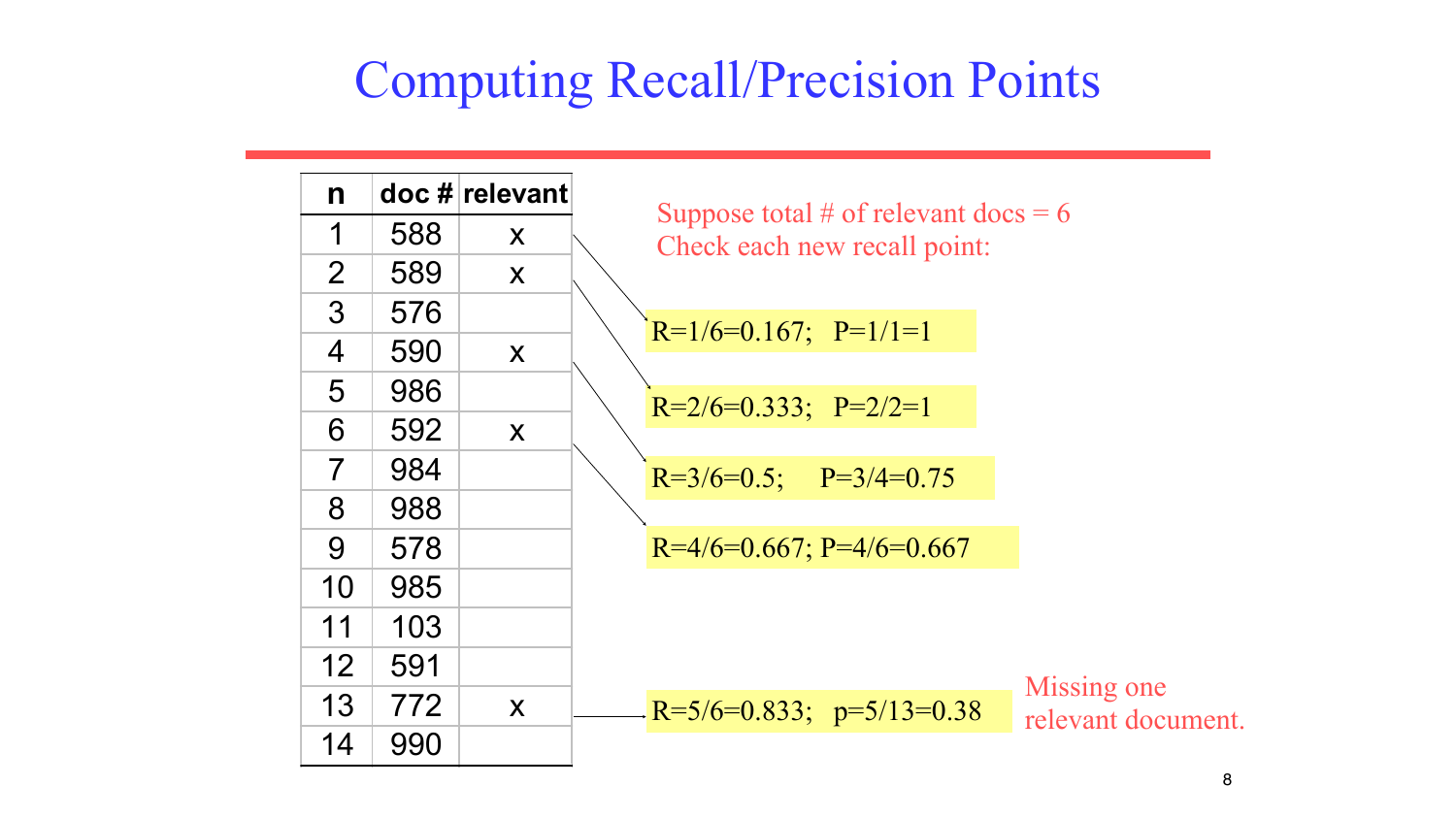# Computing Recall/Precision Points

| n | doc # | relevant |
|---|---|---|
| 1 | 588 | x |
| 2 | 589 | x |
| 3 | 576 | |
| 4 | 590 | x |
| 5 | 986 | |
| 6 | 592 | x |
| 7 | 984 | |
| 8 | 988 | |
| 9 | 578 | |
| 10 | 985 | |
| 11 | 103 | |
| 12 | 591 | |
| 13 | 772 | x |
| 14 | 990 | |

Suppose total # of relevant docs = 6
Check each new recall point:

- R=1/6=0.167; P=1/1=1
- R=2/6=0.333; P=2/2=1
- R=3/6=0.5; P=3/4=0.75
- R=4/6=0.667; P=4/6=0.667
- R=5/6=0.833; p=5/13=0.38

Missing one relevant document.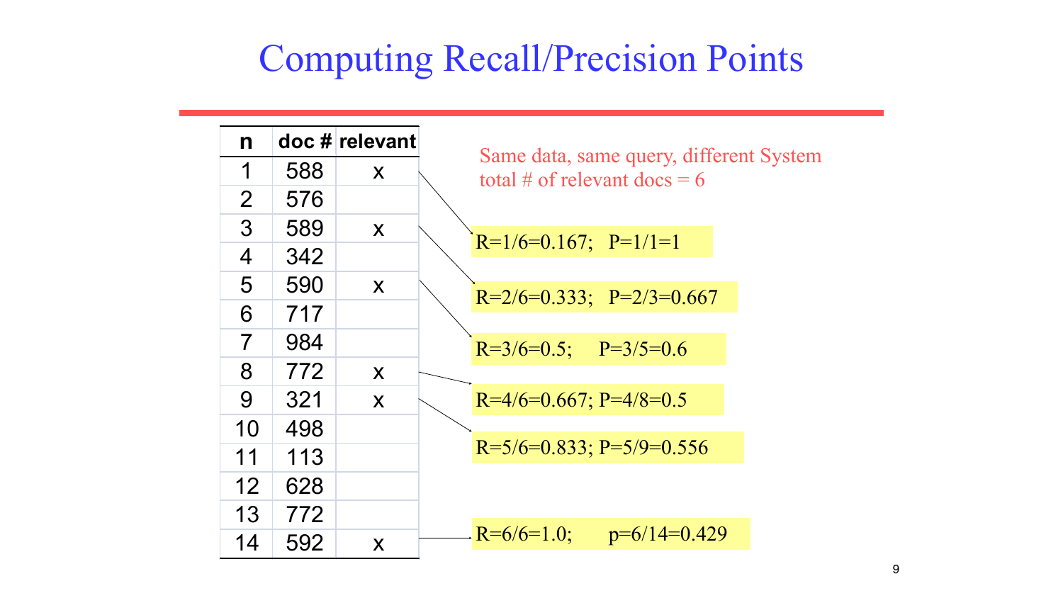# Computing Recall/Precision Points

| n | doc # | relevant |
|---|---|---|
| 1 | 588 | x |
| 2 | 576 | |
| 3 | 589 | x |
| 4 | 342 | |
| 5 | 590 | x |
| 6 | 717 | |
| 7 | 984 | |
| 8 | 772 | x |
| 9 | 321 | x |
| 10 | 498 | |
| 11 | 113 | |
| 12 | 628 | |
| 13 | 772 | |
| 14 | 592 | x |

Same data, same query, different System
total # of relevant docs = 6

- R=1/6=0.167; P=1/1=1
- R=2/6=0.333; P=2/3=0.667
- R=3/6=0.5; P=3/5=0.6
- R=4/6=0.667; P=4/8=0.5
- R=5/6=0.833; P=5/9=0.556
- R=6/6=1.0; p=6/14=0.429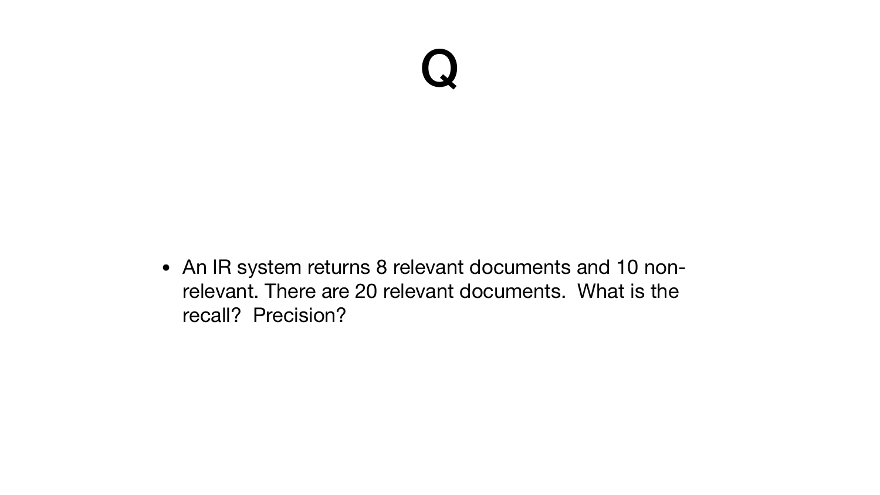# Q

- An IR system returns 8 relevant documents and 10 non-relevant. There are 20 relevant documents. What is the recall? Precision?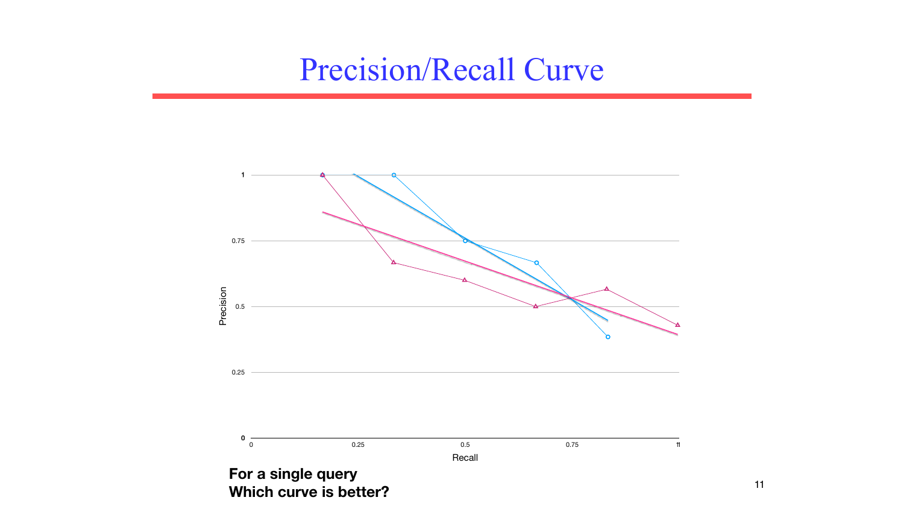# Precision/Recall Curve

**For a single query**
**Which curve is better?**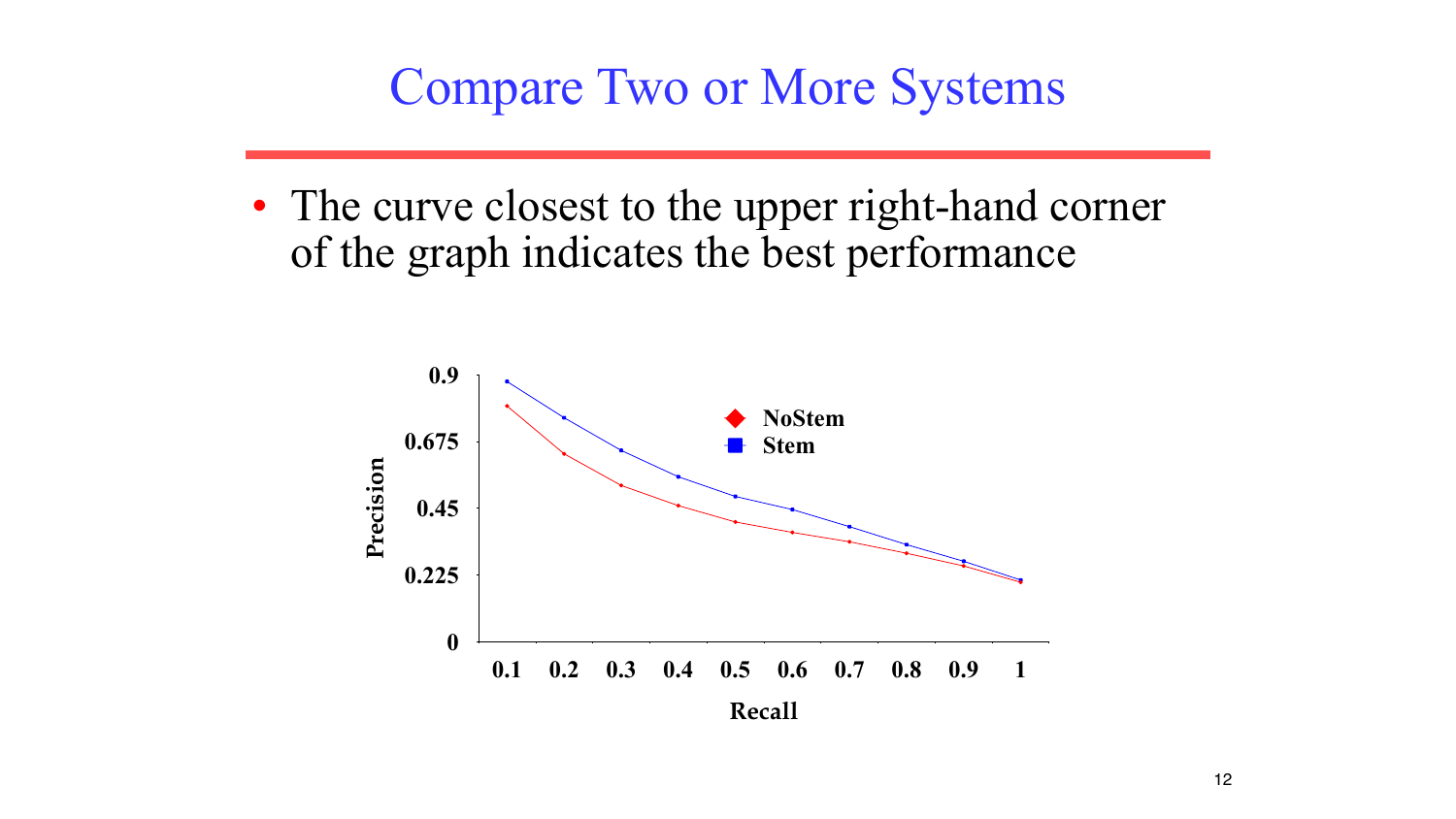# Compare Two or More Systems

- The curve closest to the upper right-hand corner of the graph indicates the best performance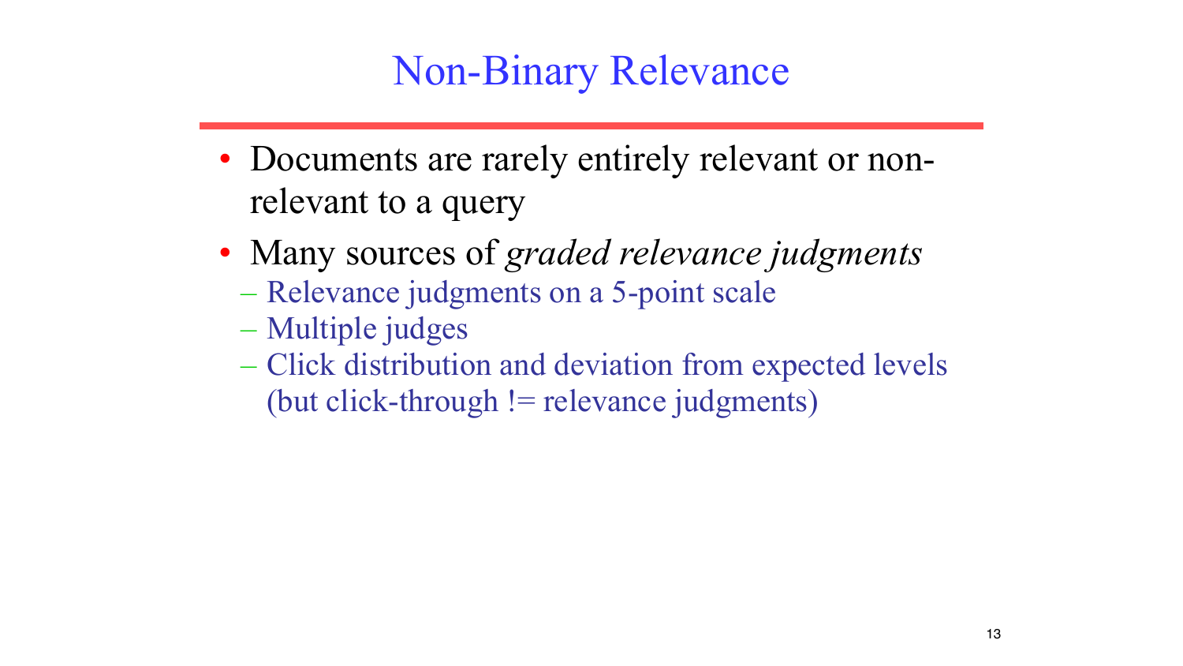# Non-Binary Relevance

- Documents are rarely entirely relevant or non-relevant to a query
- Many sources of *graded relevance judgments*
  - Relevance judgments on a 5-point scale
  - Multiple judges
  - Click distribution and deviation from expected levels (but click-through != relevance judgments)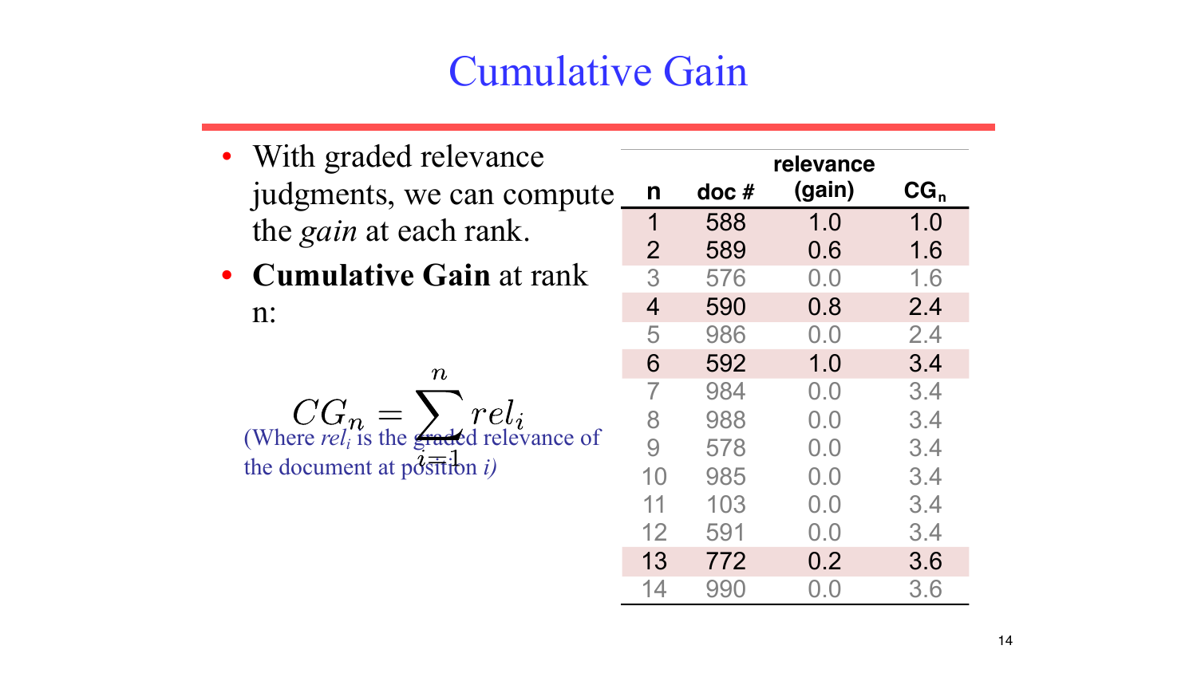# Cumulative Gain

- With graded relevance judgments, we can compute the *gain* at each rank.
- **Cumulative Gain** at rank n:

$$CG_n = \sum_{i=1}^{n} rel_i$$

(Where $rel_i$ is the graded relevance of the document at position *i*)

| n | doc # | relevance (gain) | $CG_n$ |
|---|---|---|---|
| 1 | 588 | 1.0 | 1.0 |
| 2 | 589 | 0.6 | 1.6 |
| 3 | 576 | 0.0 | 1.6 |
| 4 | 590 | 0.8 | 2.4 |
| 5 | 986 | 0.0 | 2.4 |
| 6 | 592 | 1.0 | 3.4 |
| 7 | 984 | 0.0 | 3.4 |
| 8 | 988 | 0.0 | 3.4 |
| 9 | 578 | 0.0 | 3.4 |
| 10 | 985 | 0.0 | 3.4 |
| 11 | 103 | 0.0 | 3.4 |
| 12 | 591 | 0.0 | 3.4 |
| 13 | 772 | 0.2 | 3.6 |
| 14 | 990 | 0.0 | 3.6 |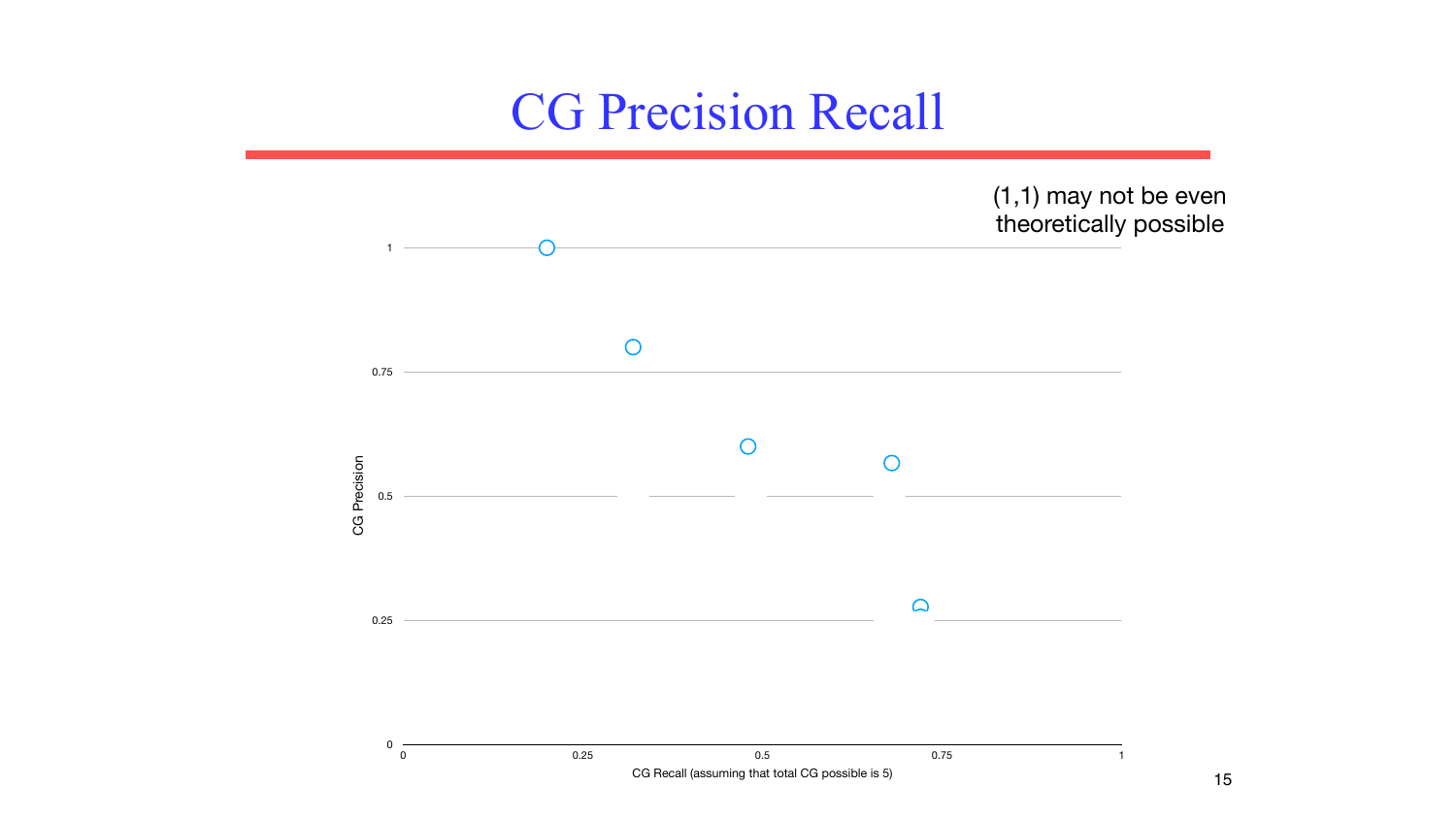# CG Precision Recall

(1,1) may not be even theoretically possible

CG Precision

CG Recall (assuming that total CG possible is 5)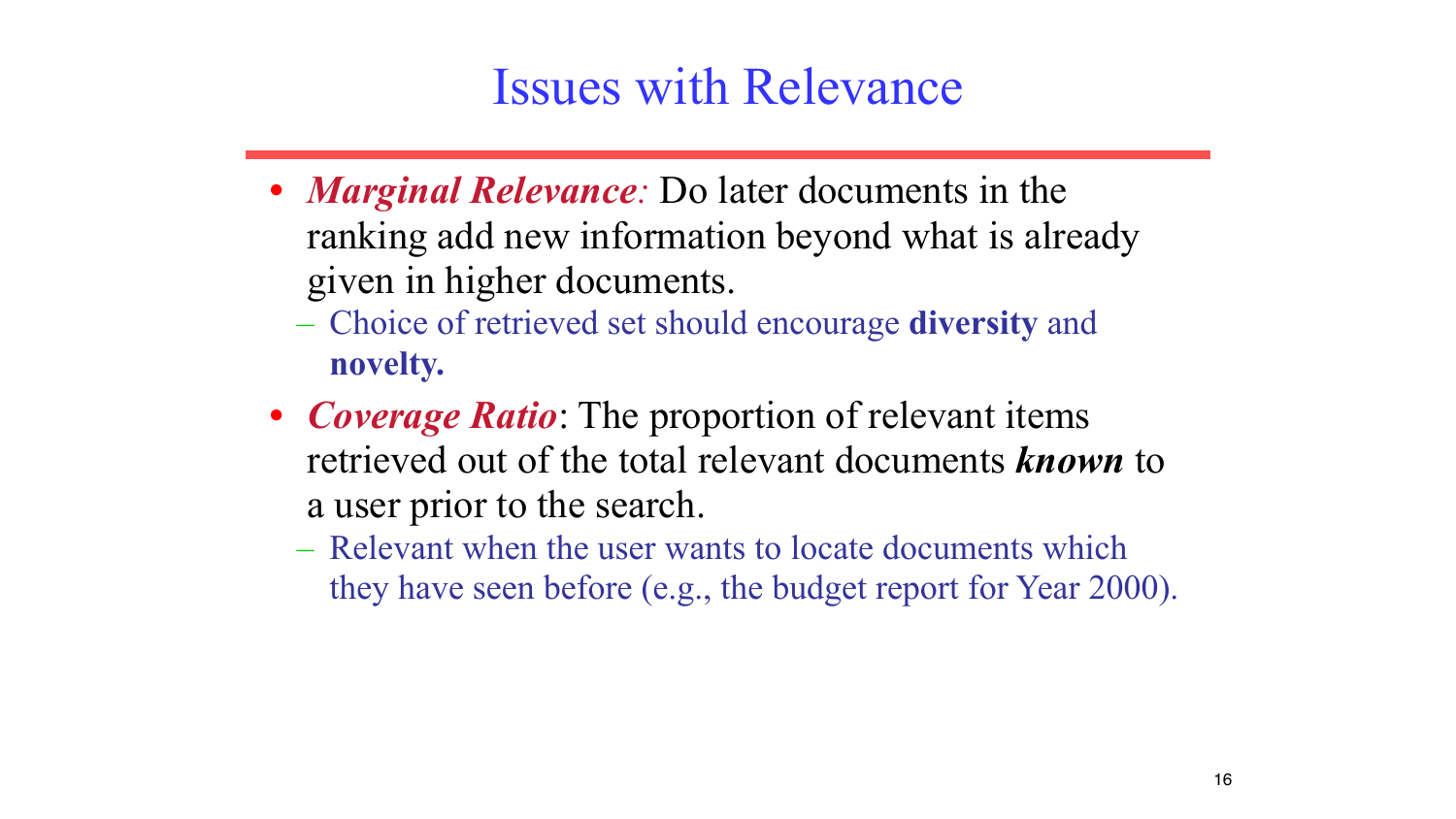# Issues with Relevance

- ***Marginal Relevance:*** Do later documents in the ranking add new information beyond what is already given in higher documents.
  - Choice of retrieved set should encourage **diversity** and **novelty.**
- ***Coverage Ratio***: The proportion of relevant items retrieved out of the total relevant documents ***known*** to a user prior to the search.
  - Relevant when the user wants to locate documents which they have seen before (e.g., the budget report for Year 2000).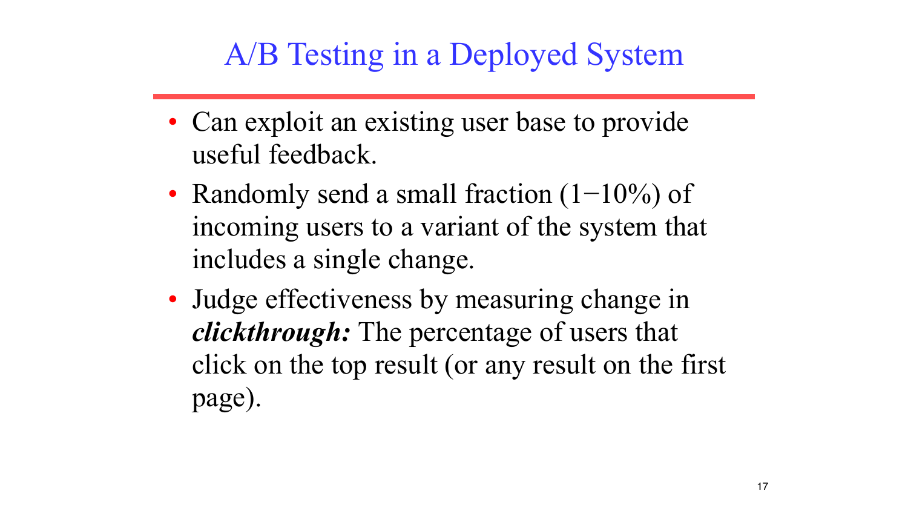# A/B Testing in a Deployed System

- Can exploit an existing user base to provide useful feedback.
- Randomly send a small fraction (1−10%) of incoming users to a variant of the system that includes a single change.
- Judge effectiveness by measuring change in ***clickthrough:*** The percentage of users that click on the top result (or any result on the first page).